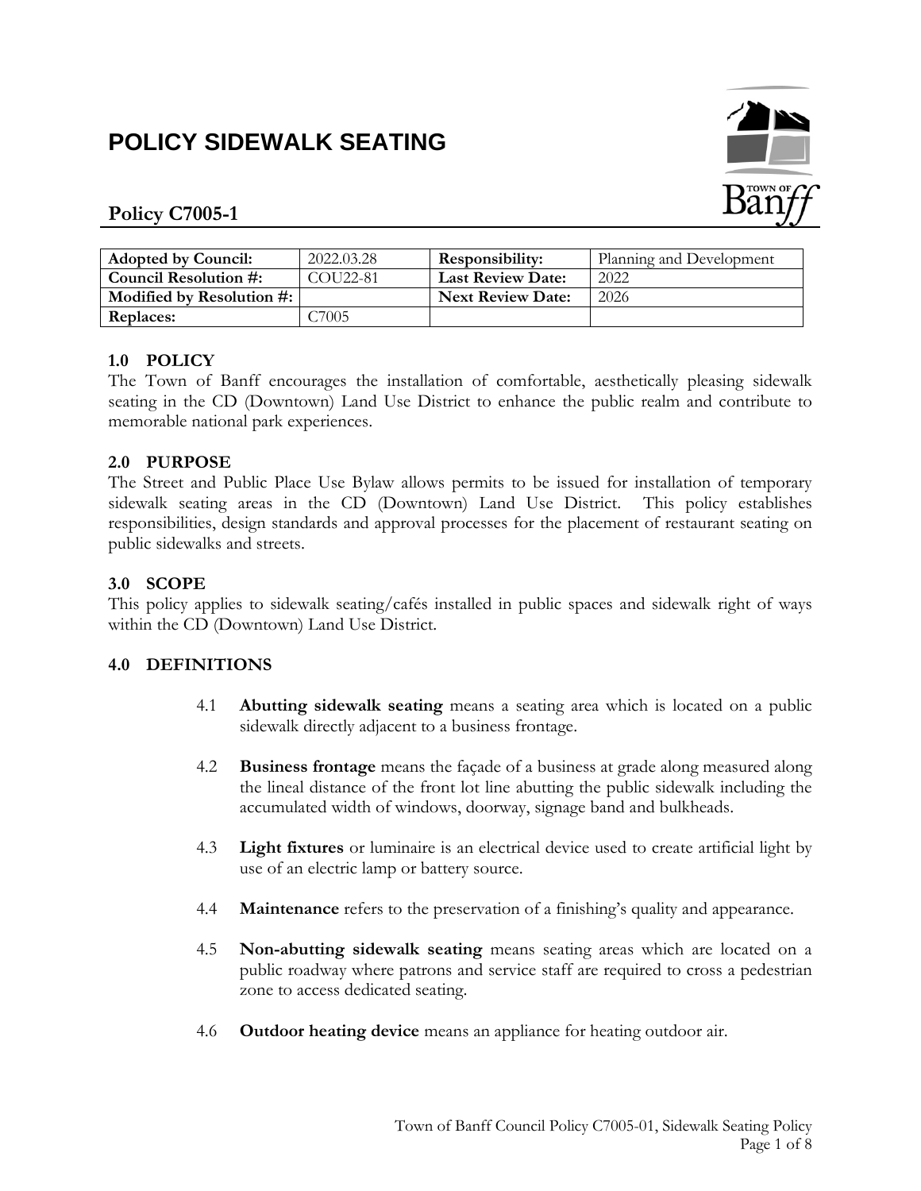# POLICY SIDEWALK SEATING

## Policy C7005-1

| Adopted by Council: | 2022.03.28 | Responsibility: | Planning and Development |
|---|---|---|---|
| Council Resolution #: | COU22-81 | Last Review Date: | 2022 |
| Modified by Resolution #: | | Next Review Date: | 2026 |
| Replaces: | C7005 | | |

### 1.0 POLICY

The Town of Banff encourages the installation of comfortable, aesthetically pleasing sidewalk seating in the CD (Downtown) Land Use District to enhance the public realm and contribute to memorable national park experiences.

### 2.0 PURPOSE

The Street and Public Place Use Bylaw allows permits to be issued for installation of temporary sidewalk seating areas in the CD (Downtown) Land Use District. This policy establishes responsibilities, design standards and approval processes for the placement of restaurant seating on public sidewalks and streets.

### 3.0 SCOPE

This policy applies to sidewalk seating/cafés installed in public spaces and sidewalk right of ways within the CD (Downtown) Land Use District.

### 4.0 DEFINITIONS

4.1 **Abutting sidewalk seating** means a seating area which is located on a public sidewalk directly adjacent to a business frontage.

4.2 **Business frontage** means the façade of a business at grade along measured along the lineal distance of the front lot line abutting the public sidewalk including the accumulated width of windows, doorway, signage band and bulkheads.

4.3 **Light fixtures** or luminaire is an electrical device used to create artificial light by use of an electric lamp or battery source.

4.4 **Maintenance** refers to the preservation of a finishing's quality and appearance.

4.5 **Non-abutting sidewalk seating** means seating areas which are located on a public roadway where patrons and service staff are required to cross a pedestrian zone to access dedicated seating.

4.6 **Outdoor heating device** means an appliance for heating outdoor air.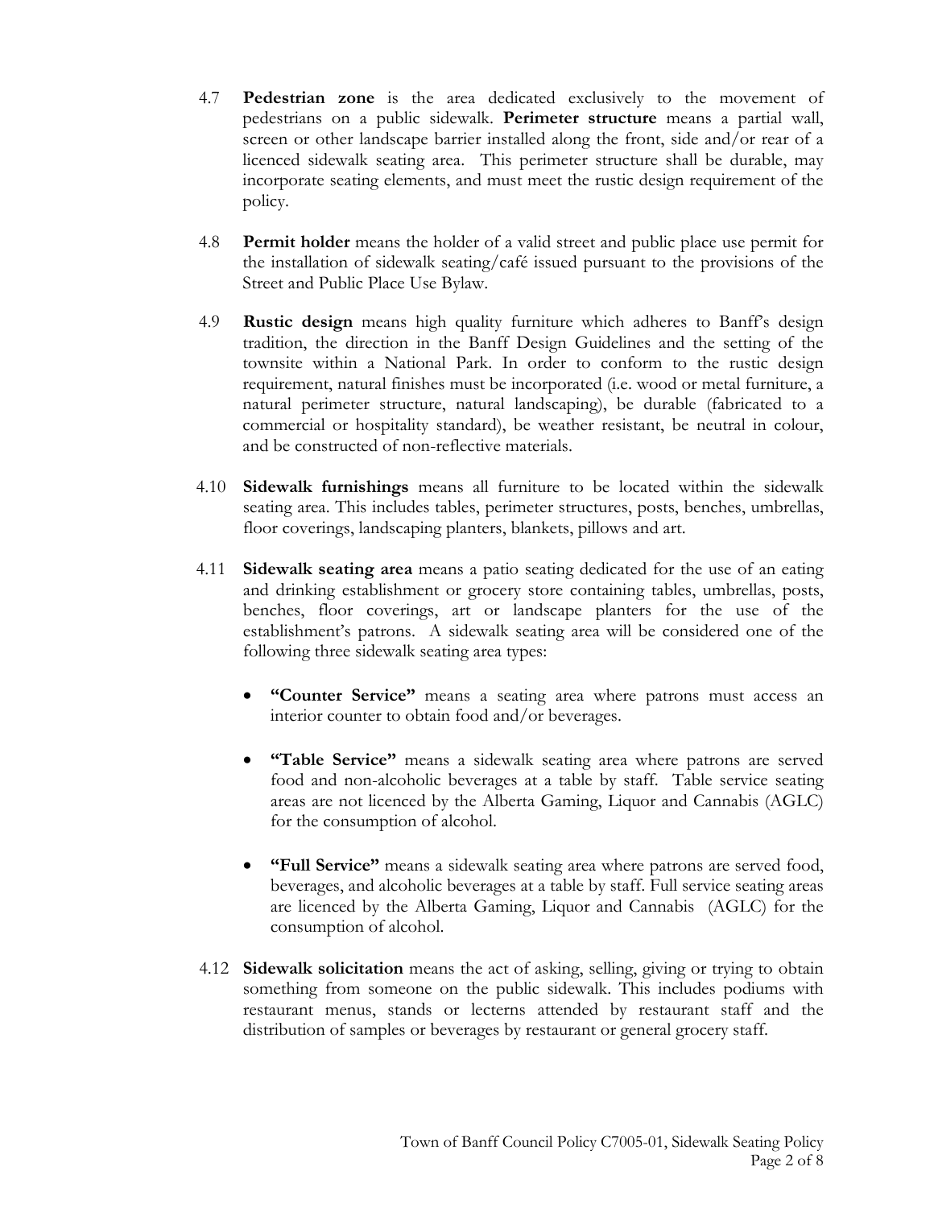4.7 **Pedestrian zone** is the area dedicated exclusively to the movement of pedestrians on a public sidewalk. **Perimeter structure** means a partial wall, screen or other landscape barrier installed along the front, side and/or rear of a licenced sidewalk seating area. This perimeter structure shall be durable, may incorporate seating elements, and must meet the rustic design requirement of the policy.

4.8 **Permit holder** means the holder of a valid street and public place use permit for the installation of sidewalk seating/café issued pursuant to the provisions of the Street and Public Place Use Bylaw.

4.9 **Rustic design** means high quality furniture which adheres to Banff's design tradition, the direction in the Banff Design Guidelines and the setting of the townsite within a National Park. In order to conform to the rustic design requirement, natural finishes must be incorporated (i.e. wood or metal furniture, a natural perimeter structure, natural landscaping), be durable (fabricated to a commercial or hospitality standard), be weather resistant, be neutral in colour, and be constructed of non-reflective materials.

4.10 **Sidewalk furnishings** means all furniture to be located within the sidewalk seating area. This includes tables, perimeter structures, posts, benches, umbrellas, floor coverings, landscaping planters, blankets, pillows and art.

4.11 **Sidewalk seating area** means a patio seating dedicated for the use of an eating and drinking establishment or grocery store containing tables, umbrellas, posts, benches, floor coverings, art or landscape planters for the use of the establishment's patrons. A sidewalk seating area will be considered one of the following three sidewalk seating area types:

- **"Counter Service"** means a seating area where patrons must access an interior counter to obtain food and/or beverages.

- **"Table Service"** means a sidewalk seating area where patrons are served food and non-alcoholic beverages at a table by staff. Table service seating areas are not licenced by the Alberta Gaming, Liquor and Cannabis (AGLC) for the consumption of alcohol.

- **"Full Service"** means a sidewalk seating area where patrons are served food, beverages, and alcoholic beverages at a table by staff. Full service seating areas are licenced by the Alberta Gaming, Liquor and Cannabis (AGLC) for the consumption of alcohol.

4.12 **Sidewalk solicitation** means the act of asking, selling, giving or trying to obtain something from someone on the public sidewalk. This includes podiums with restaurant menus, stands or lecterns attended by restaurant staff and the distribution of samples or beverages by restaurant or general grocery staff.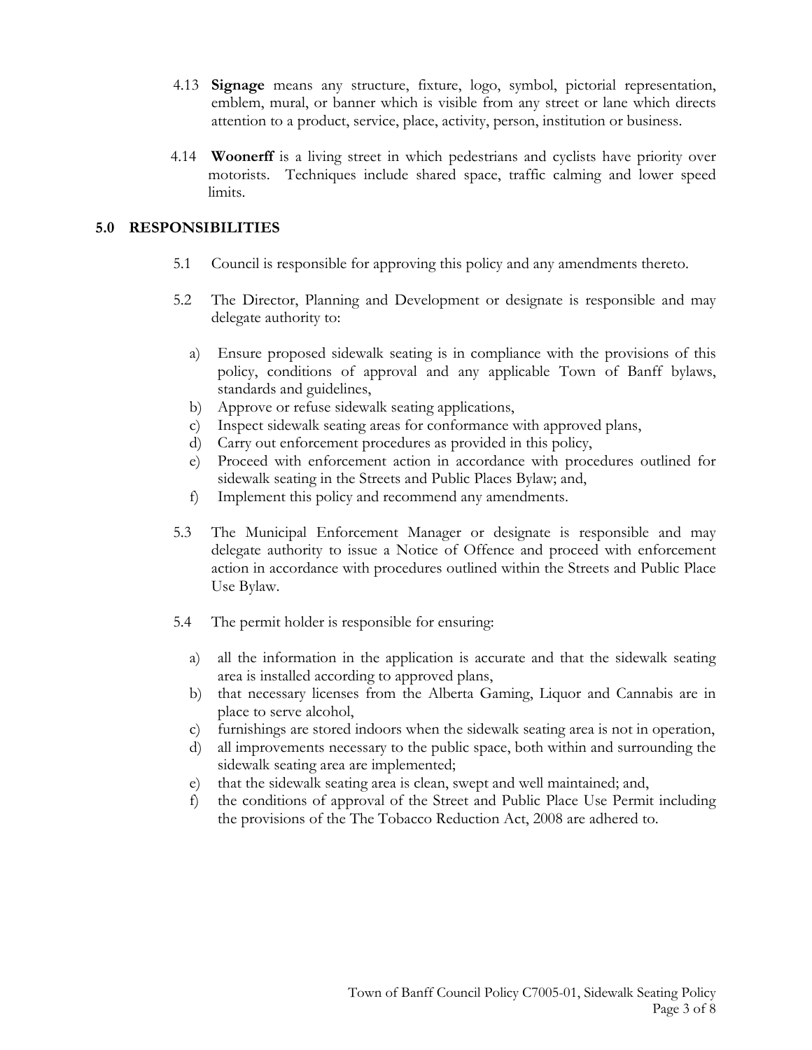4.13 **Signage** means any structure, fixture, logo, symbol, pictorial representation, emblem, mural, or banner which is visible from any street or lane which directs attention to a product, service, place, activity, person, institution or business.

4.14 **Woonerff** is a living street in which pedestrians and cyclists have priority over motorists. Techniques include shared space, traffic calming and lower speed limits.

## 5.0 RESPONSIBILITIES

5.1 Council is responsible for approving this policy and any amendments thereto.

5.2 The Director, Planning and Development or designate is responsible and may delegate authority to:

a) Ensure proposed sidewalk seating is in compliance with the provisions of this policy, conditions of approval and any applicable Town of Banff bylaws, standards and guidelines,
b) Approve or refuse sidewalk seating applications,
c) Inspect sidewalk seating areas for conformance with approved plans,
d) Carry out enforcement procedures as provided in this policy,
e) Proceed with enforcement action in accordance with procedures outlined for sidewalk seating in the Streets and Public Places Bylaw; and,
f) Implement this policy and recommend any amendments.

5.3 The Municipal Enforcement Manager or designate is responsible and may delegate authority to issue a Notice of Offence and proceed with enforcement action in accordance with procedures outlined within the Streets and Public Place Use Bylaw.

5.4 The permit holder is responsible for ensuring:

a) all the information in the application is accurate and that the sidewalk seating area is installed according to approved plans,
b) that necessary licenses from the Alberta Gaming, Liquor and Cannabis are in place to serve alcohol,
c) furnishings are stored indoors when the sidewalk seating area is not in operation,
d) all improvements necessary to the public space, both within and surrounding the sidewalk seating area are implemented;
e) that the sidewalk seating area is clean, swept and well maintained; and,
f) the conditions of approval of the Street and Public Place Use Permit including the provisions of the The Tobacco Reduction Act, 2008 are adhered to.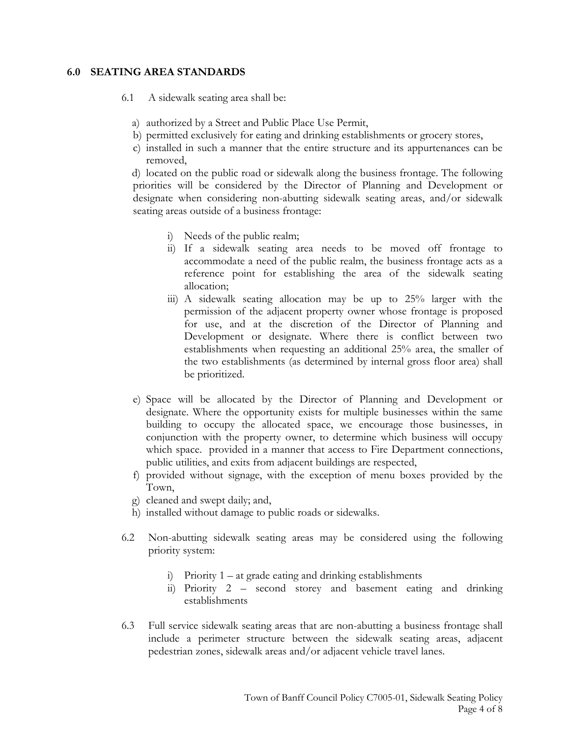## 6.0 SEATING AREA STANDARDS

6.1 A sidewalk seating area shall be:

a) authorized by a Street and Public Place Use Permit,
b) permitted exclusively for eating and drinking establishments or grocery stores,
c) installed in such a manner that the entire structure and its appurtenances can be removed,
d) located on the public road or sidewalk along the business frontage. The following priorities will be considered by the Director of Planning and Development or designate when considering non-abutting sidewalk seating areas, and/or sidewalk seating areas outside of a business frontage:

    i) Needs of the public realm;
    ii) If a sidewalk seating area needs to be moved off frontage to accommodate a need of the public realm, the business frontage acts as a reference point for establishing the area of the sidewalk seating allocation;
    iii) A sidewalk seating allocation may be up to 25% larger with the permission of the adjacent property owner whose frontage is proposed for use, and at the discretion of the Director of Planning and Development or designate. Where there is conflict between two establishments when requesting an additional 25% area, the smaller of the two establishments (as determined by internal gross floor area) shall be prioritized.

e) Space will be allocated by the Director of Planning and Development or designate. Where the opportunity exists for multiple businesses within the same building to occupy the allocated space, we encourage those businesses, in conjunction with the property owner, to determine which business will occupy which space. provided in a manner that access to Fire Department connections, public utilities, and exits from adjacent buildings are respected,
f) provided without signage, with the exception of menu boxes provided by the Town,
g) cleaned and swept daily; and,
h) installed without damage to public roads or sidewalks.

6.2 Non-abutting sidewalk seating areas may be considered using the following priority system:

    i) Priority 1 – at grade eating and drinking establishments
    ii) Priority 2 – second storey and basement eating and drinking establishments

6.3 Full service sidewalk seating areas that are non-abutting a business frontage shall include a perimeter structure between the sidewalk seating areas, adjacent pedestrian zones, sidewalk areas and/or adjacent vehicle travel lanes.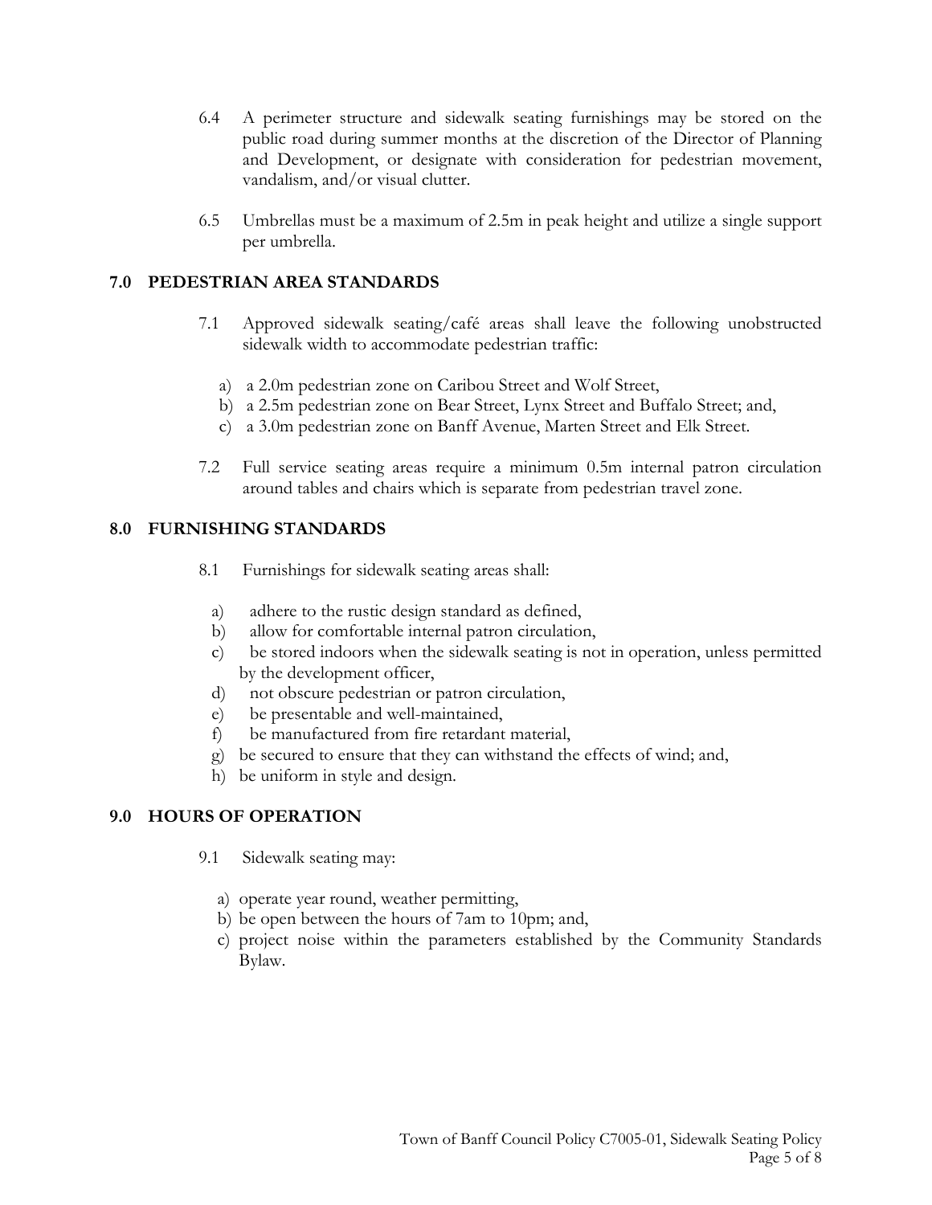6.4 A perimeter structure and sidewalk seating furnishings may be stored on the public road during summer months at the discretion of the Director of Planning and Development, or designate with consideration for pedestrian movement, vandalism, and/or visual clutter.

6.5 Umbrellas must be a maximum of 2.5m in peak height and utilize a single support per umbrella.

## 7.0 PEDESTRIAN AREA STANDARDS

7.1 Approved sidewalk seating/café areas shall leave the following unobstructed sidewalk width to accommodate pedestrian traffic:

a) a 2.0m pedestrian zone on Caribou Street and Wolf Street,
b) a 2.5m pedestrian zone on Bear Street, Lynx Street and Buffalo Street; and,
c) a 3.0m pedestrian zone on Banff Avenue, Marten Street and Elk Street.

7.2 Full service seating areas require a minimum 0.5m internal patron circulation around tables and chairs which is separate from pedestrian travel zone.

## 8.0 FURNISHING STANDARDS

8.1 Furnishings for sidewalk seating areas shall:

a) adhere to the rustic design standard as defined,
b) allow for comfortable internal patron circulation,
c) be stored indoors when the sidewalk seating is not in operation, unless permitted by the development officer,
d) not obscure pedestrian or patron circulation,
e) be presentable and well-maintained,
f) be manufactured from fire retardant material,
g) be secured to ensure that they can withstand the effects of wind; and,
h) be uniform in style and design.

## 9.0 HOURS OF OPERATION

9.1 Sidewalk seating may:

a) operate year round, weather permitting,
b) be open between the hours of 7am to 10pm; and,
c) project noise within the parameters established by the Community Standards Bylaw.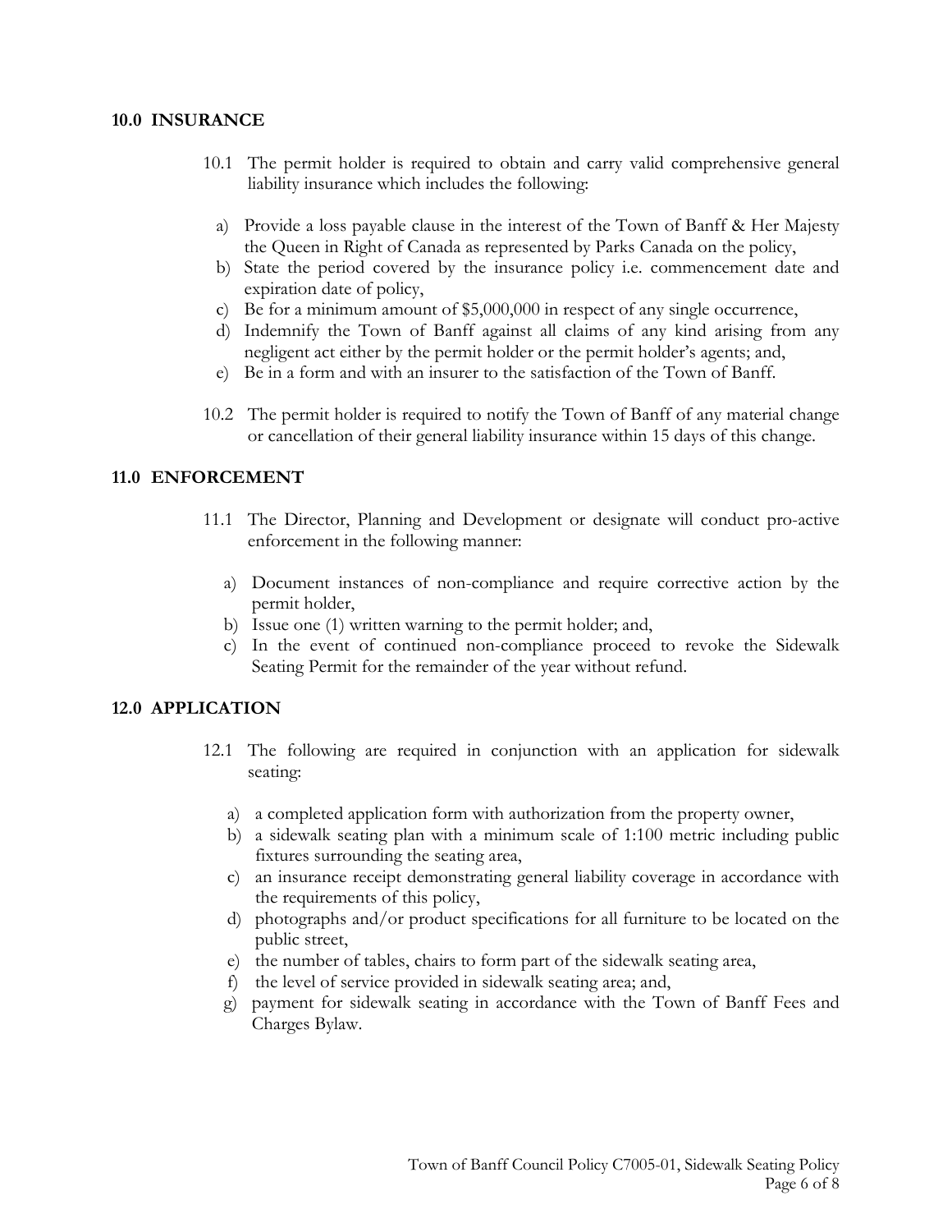## 10.0 INSURANCE

10.1 The permit holder is required to obtain and carry valid comprehensive general liability insurance which includes the following:

a) Provide a loss payable clause in the interest of the Town of Banff & Her Majesty the Queen in Right of Canada as represented by Parks Canada on the policy,
b) State the period covered by the insurance policy i.e. commencement date and expiration date of policy,
c) Be for a minimum amount of $5,000,000 in respect of any single occurrence,
d) Indemnify the Town of Banff against all claims of any kind arising from any negligent act either by the permit holder or the permit holder's agents; and,
e) Be in a form and with an insurer to the satisfaction of the Town of Banff.

10.2 The permit holder is required to notify the Town of Banff of any material change or cancellation of their general liability insurance within 15 days of this change.

## 11.0 ENFORCEMENT

11.1 The Director, Planning and Development or designate will conduct pro-active enforcement in the following manner:

a) Document instances of non-compliance and require corrective action by the permit holder,
b) Issue one (1) written warning to the permit holder; and,
c) In the event of continued non-compliance proceed to revoke the Sidewalk Seating Permit for the remainder of the year without refund.

## 12.0 APPLICATION

12.1 The following are required in conjunction with an application for sidewalk seating:

a) a completed application form with authorization from the property owner,
b) a sidewalk seating plan with a minimum scale of 1:100 metric including public fixtures surrounding the seating area,
c) an insurance receipt demonstrating general liability coverage in accordance with the requirements of this policy,
d) photographs and/or product specifications for all furniture to be located on the public street,
e) the number of tables, chairs to form part of the sidewalk seating area,
f) the level of service provided in sidewalk seating area; and,
g) payment for sidewalk seating in accordance with the Town of Banff Fees and Charges Bylaw.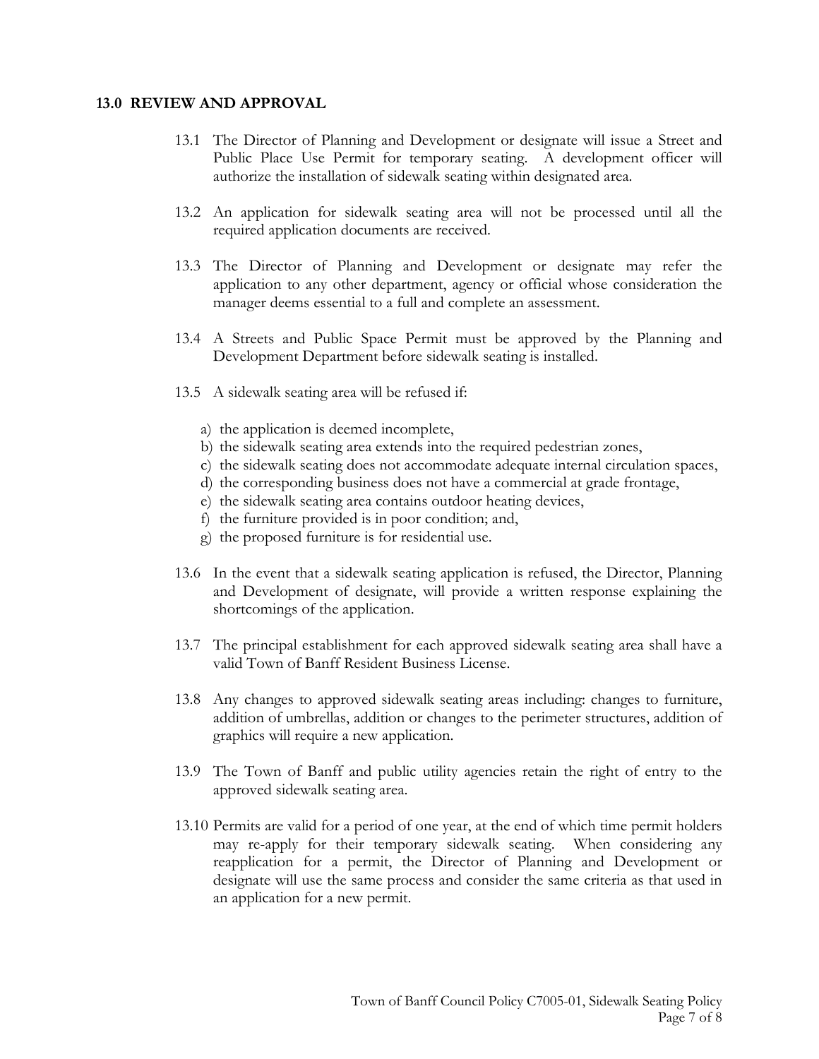## 13.0 REVIEW AND APPROVAL

13.1 The Director of Planning and Development or designate will issue a Street and Public Place Use Permit for temporary seating. A development officer will authorize the installation of sidewalk seating within designated area.

13.2 An application for sidewalk seating area will not be processed until all the required application documents are received.

13.3 The Director of Planning and Development or designate may refer the application to any other department, agency or official whose consideration the manager deems essential to a full and complete an assessment.

13.4 A Streets and Public Space Permit must be approved by the Planning and Development Department before sidewalk seating is installed.

13.5 A sidewalk seating area will be refused if:

a) the application is deemed incomplete,
b) the sidewalk seating area extends into the required pedestrian zones,
c) the sidewalk seating does not accommodate adequate internal circulation spaces,
d) the corresponding business does not have a commercial at grade frontage,
e) the sidewalk seating area contains outdoor heating devices,
f) the furniture provided is in poor condition; and,
g) the proposed furniture is for residential use.

13.6 In the event that a sidewalk seating application is refused, the Director, Planning and Development of designate, will provide a written response explaining the shortcomings of the application.

13.7 The principal establishment for each approved sidewalk seating area shall have a valid Town of Banff Resident Business License.

13.8 Any changes to approved sidewalk seating areas including: changes to furniture, addition of umbrellas, addition or changes to the perimeter structures, addition of graphics will require a new application.

13.9 The Town of Banff and public utility agencies retain the right of entry to the approved sidewalk seating area.

13.10 Permits are valid for a period of one year, at the end of which time permit holders may re-apply for their temporary sidewalk seating. When considering any reapplication for a permit, the Director of Planning and Development or designate will use the same process and consider the same criteria as that used in an application for a new permit.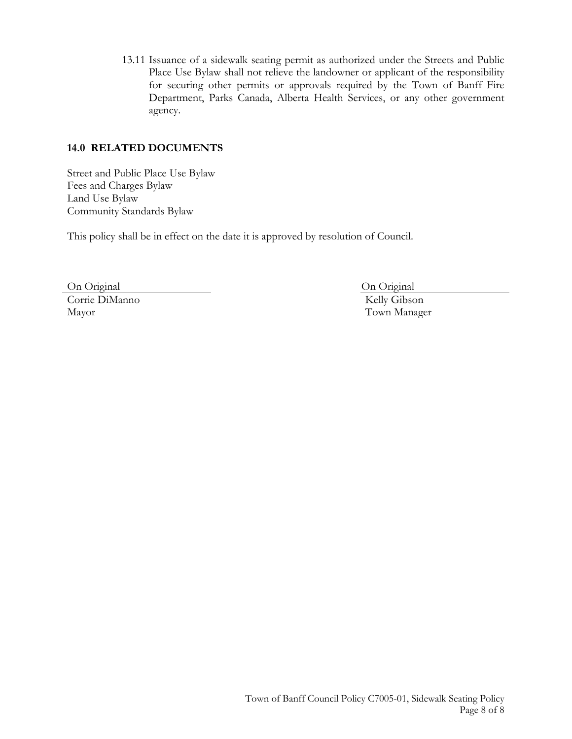13.11 Issuance of a sidewalk seating permit as authorized under the Streets and Public Place Use Bylaw shall not relieve the landowner or applicant of the responsibility for securing other permits or approvals required by the Town of Banff Fire Department, Parks Canada, Alberta Health Services, or any other government agency.

## 14.0 RELATED DOCUMENTS

Street and Public Place Use Bylaw
Fees and Charges Bylaw
Land Use Bylaw
Community Standards Bylaw

This policy shall be in effect on the date it is approved by resolution of Council.

On Original
Corrie DiManno
Mayor

On Original
Kelly Gibson
Town Manager